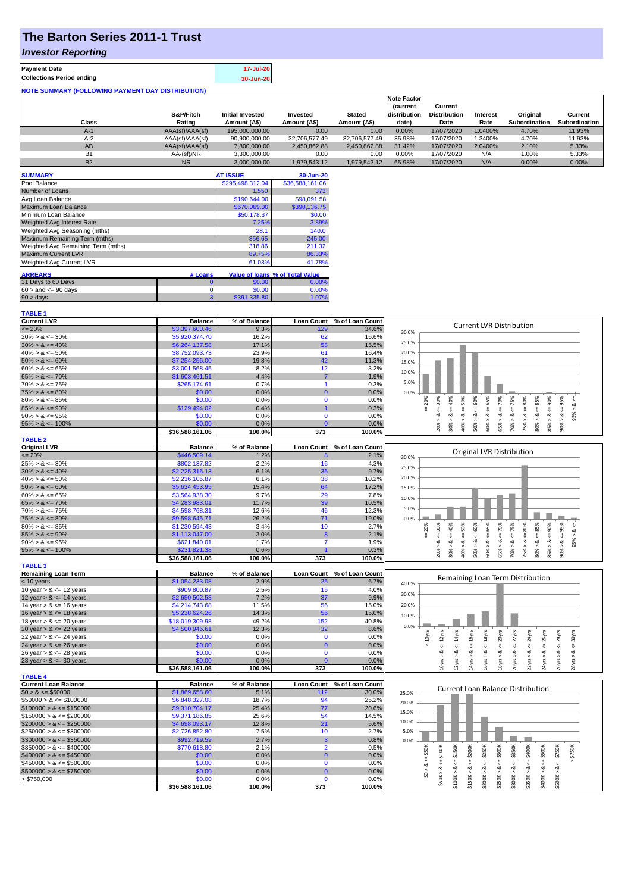# The Barton Series 2011-1 Trust

## *Investor Reporting*

| | |
|---|---|
| **Payment Date** | 17-Jul-20 |
| **Collections Period ending** | 30-Jun-20 |

**NOTE SUMMARY (FOLLOWING PAYMENT DAY DISTRIBUTION)**

| Class | S&P/Fitch Rating | Initial Invested Amount (A$) | Invested Amount (A$) | Stated Amount (A$) | Note Factor (current distribution date) | Current Distribution Date | Interest Rate | Original Subordination | Current Subordination |
|---|---|---|---|---|---|---|---|---|---|
| A-1 | AAA(sf)/AAA(sf) | 195,000,000.00 | 0.00 | 0.00 | 0.00% | 17/07/2020 | 1.0400% | 4.70% | 11.93% |
| A-2 | AAA(sf)/AAA(sf) | 90,900,000.00 | 32,706,577.49 | 32,706,577.49 | 35.98% | 17/07/2020 | 1.3400% | 4.70% | 11.93% |
| AB | AAA(sf)/AAA(sf) | 7,800,000.00 | 2,450,862.88 | 2,450,862.88 | 31.42% | 17/07/2020 | 2.0400% | 2.10% | 5.33% |
| B1 | AA-(sf)/NR | 3,300,000.00 | 0.00 | 0.00 | 0.00% | 17/07/2020 | N/A | 1.00% | 5.33% |
| B2 | NR | 3,000,000.00 | 1,979,543.12 | 1,979,543.12 | 65.98% | 17/07/2020 | N/A | 0.00% | 0.00% |

| SUMMARY | AT ISSUE | 30-Jun-20 |
|---|---|---|
| Pool Balance | $295,498,312.04 | $36,588,161.06 |
| Number of Loans | 1,550 | 373 |
| Avg Loan Balance | $190,644.00 | $98,091.58 |
| Maximum Loan Balance | $670,069.00 | $390,136.75 |
| Minimum Loan Balance | $50,178.37 | $0.00 |
| Weighted Avg Interest Rate | 7.25% | 3.89% |
| Weighted Avg Seasoning (mths) | 28.1 | 140.0 |
| Maximum Remaining Term (mths) | 356.65 | 245.00 |
| Weighted Avg Remaining Term (mths) | 318.86 | 211.32 |
| Maximum Current LVR | 89.75% | 86.33% |
| Weighted Avg Current LVR | 61.03% | 41.78% |

| ARREARS | # Loans | Value of loans | % of Total Value |
|---|---|---|---|
| 31 Days to 60 Days | 0 | $0.00 | 0.00% |
| $60 >$ and $<= 90$ days | 0 | $0.00 | 0.00% |
| $90 >$ days | 3 | $391,335.80 | 1.07% |

**TABLE 1**

| Current LVR | Balance | % of Balance | Loan Count | % of Loan Count |
|---|---|---|---|---|
| <= 20% | $3,397,600.46 | 9.3% | 129 | 34.6% |
| 20% > & <= 30% | $5,920,374.70 | 16.2% | 62 | 16.6% |
| 30% > & <= 40% | $6,264,137.58 | 17.1% | 58 | 15.5% |
| 40% > & <= 50% | $8,752,093.73 | 23.9% | 61 | 16.4% |
| 50% > & <= 60% | $7,254,256.00 | 19.8% | 42 | 11.3% |
| 60% > & <= 65% | $3,001,568.45 | 8.2% | 12 | 3.2% |
| 65% > & <= 70% | $1,603,461.51 | 4.4% | 7 | 1.9% |
| 70% > & <= 75% | $265,174.61 | 0.7% | 1 | 0.3% |
| 75% > & <= 80% | $0.00 | 0.0% | 0 | 0.0% |
| 80% > & <= 85% | $0.00 | 0.0% | 0 | 0.0% |
| 85% > & <= 90% | $129,494.02 | 0.4% | 1 | 0.3% |
| 90% > & <= 95% | $0.00 | 0.0% | 0 | 0.0% |
| 95% > & <= 100% | $0.00 | 0.0% | 0 | 0.0% |
| | $36,588,161.06 | 100.0% | 373 | 100.0% |

**TABLE 2**

| Original LVR | Balance | % of Balance | Loan Count | % of Loan Count |
|---|---|---|---|---|
| <= 20% | $446,509.14 | 1.2% | 8 | 2.1% |
| 25% > & <= 30% | $802,137.82 | 2.2% | 16 | 4.3% |
| 30% > & <= 40% | $2,225,316.13 | 6.1% | 36 | 9.7% |
| 40% > & <= 50% | $2,236,105.87 | 6.1% | 38 | 10.2% |
| 50% > & <= 60% | $5,634,453.95 | 15.4% | 64 | 17.2% |
| 60% > & <= 65% | $3,564,938.30 | 9.7% | 29 | 7.8% |
| 65% > & <= 70% | $4,283,983.01 | 11.7% | 39 | 10.5% |
| 70% > & <= 75% | $4,598,768.31 | 12.6% | 46 | 12.3% |
| 75% > & <= 80% | $9,598,645.71 | 26.2% | 71 | 19.0% |
| 80% > & <= 85% | $1,230,594.43 | 3.4% | 10 | 2.7% |
| 85% > & <= 90% | $1,113,047.00 | 3.0% | 8 | 2.1% |
| 90% > & <= 95% | $621,840.01 | 1.7% | 7 | 1.9% |
| 95% > & <= 100% | $231,821.38 | 0.6% | 1 | 0.3% |
| | $36,588,161.06 | 100.0% | 373 | 100.0% |

**TABLE 3**

| Remaining Loan Term | Balance | % of Balance | Loan Count | % of Loan Count |
|---|---|---|---|---|
| < 10 years | $1,054,233.08 | 2.9% | 25 | 6.7% |
| 10 year > & <= 12 years | $909,800.87 | 2.5% | 15 | 4.0% |
| 12 year > & <= 14 years | $2,650,502.58 | 7.2% | 37 | 9.9% |
| 14 year > & <= 16 years | $4,214,743.68 | 11.5% | 56 | 15.0% |
| 16 year > & <= 18 years | $5,238,624.26 | 14.3% | 56 | 15.0% |
| 18 year > & <= 20 years | $18,019,309.98 | 49.2% | 152 | 40.8% |
| 20 year > & <= 22 years | $4,500,946.61 | 12.3% | 32 | 8.6% |
| 22 year > & <= 24 years | $0.00 | 0.0% | 0 | 0.0% |
| 24 year > & <= 26 years | $0.00 | 0.0% | 0 | 0.0% |
| 26 year > & <= 28 years | $0.00 | 0.0% | 0 | 0.0% |
| 28 year > & <= 30 years | $0.00 | 0.0% | 0 | 0.0% |
| | $36,588,161.06 | 100.0% | 373 | 100.0% |

**TABLE 4**

| Current Loan Balance | Balance | % of Balance | Loan Count | % of Loan Count |
|---|---|---|---|---|
| $0 > & <= $50000 | $1,869,658.60 | 5.1% | 112 | 30.0% |
| $50000 > & <= $100000 | $6,848,327.08 | 18.7% | 94 | 25.2% |
| $100000 > & <= $150000 | $9,310,704.17 | 25.4% | 77 | 20.6% |
| $150000 > & <= $200000 | $9,371,186.85 | 25.6% | 54 | 14.5% |
| $200000 > & <= $250000 | $4,698,093.17 | 12.8% | 21 | 5.6% |
| $250000 > & <= $300000 | $2,726,852.80 | 7.5% | 10 | 2.7% |
| $300000 > & <= $350000 | $992,719.59 | 2.7% | 3 | 0.8% |
| $350000 > & <= $400000 | $770,618.80 | 2.1% | 2 | 0.5% |
| $400000 > & <= $450000 | $0.00 | 0.0% | 0 | 0.0% |
| $450000 > & <= $500000 | $0.00 | 0.0% | 0 | 0.0% |
| $500000 > & <= $750000 | $0.00 | 0.0% | 0 | 0.0% |
| > $750,000 | $0.00 | 0.0% | 0 | 0.0% |
| | $36,588,161.06 | 100.0% | 373 | 100.0% |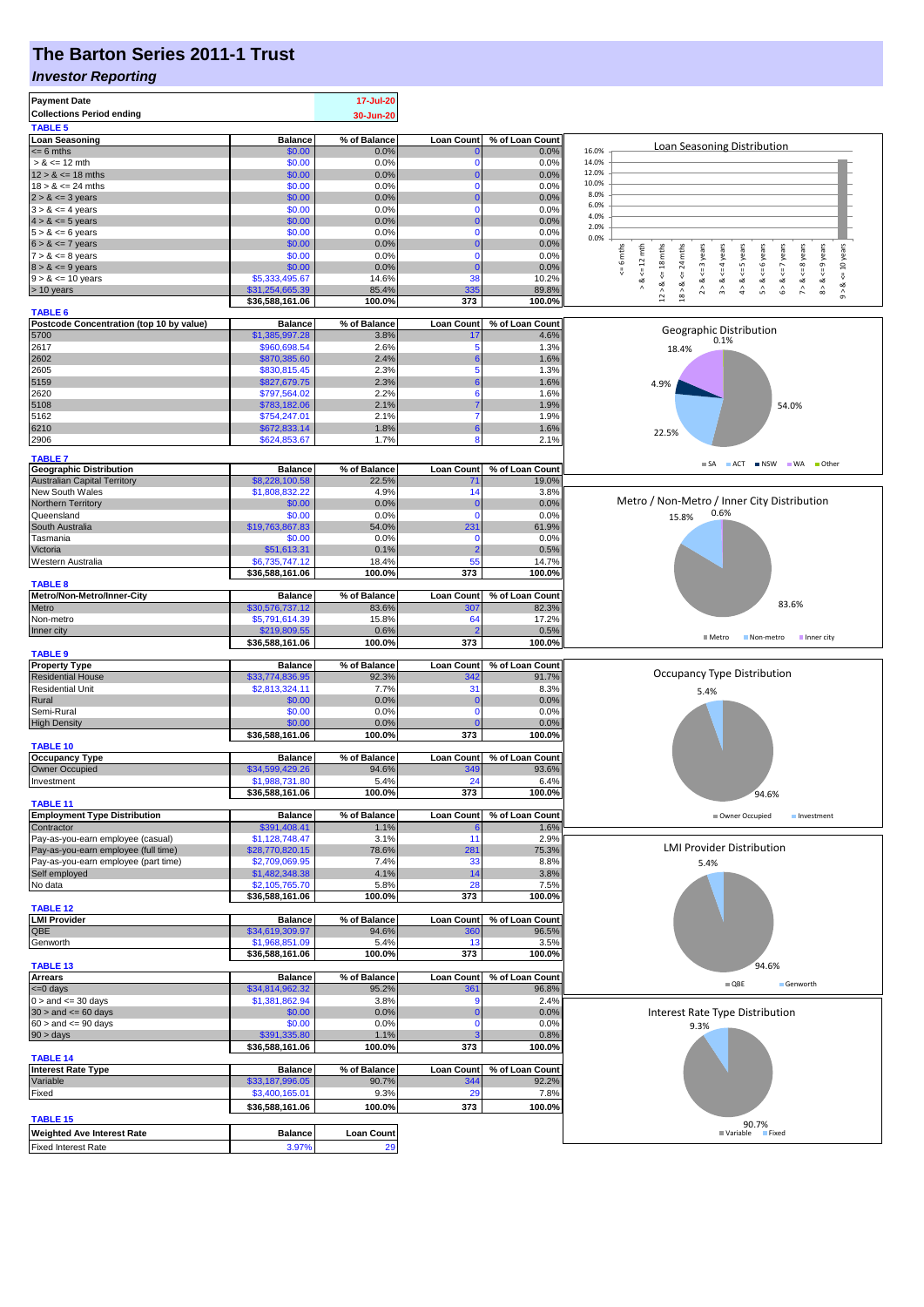# The Barton Series 2011-1 Trust

## *Investor Reporting*

| | |
|---|---|
| **Payment Date** | 17-Jul-20 |
| **Collections Period ending** | 30-Jun-20 |

**TABLE 5**

| Loan Seasoning | Balance | % of Balance | Loan Count | % of Loan Count |
|---|---|---|---|---|
| <= 6 mths | $0.00 | 0.0% | 0 | 0.0% |
| > & <= 12 mth | $0.00 | 0.0% | 0 | 0.0% |
| 12 > & <= 18 mths | $0.00 | 0.0% | 0 | 0.0% |
| 18 > & <= 24 mths | $0.00 | 0.0% | 0 | 0.0% |
| 2 > & <= 3 years | $0.00 | 0.0% | 0 | 0.0% |
| 3 > & <= 4 years | $0.00 | 0.0% | 0 | 0.0% |
| 4 > & <= 5 years | $0.00 | 0.0% | 0 | 0.0% |
| 5 > & <= 6 years | $0.00 | 0.0% | 0 | 0.0% |
| 6 > & <= 7 years | $0.00 | 0.0% | 0 | 0.0% |
| 7 > & <= 8 years | $0.00 | 0.0% | 0 | 0.0% |
| 8 > & <= 9 years | $0.00 | 0.0% | 0 | 0.0% |
| 9 > & <= 10 years | $5,333,495.67 | 14.6% | 38 | 10.2% |
| > 10 years | $31,254,665.39 | 85.4% | 335 | 89.8% |
| | $36,588,161.06 | 100.0% | 373 | 100.0% |

**TABLE 6**

| Postcode Concentration (top 10 by value) | Balance | % of Balance | Loan Count | % of Loan Count |
|---|---|---|---|---|
| 5700 | $1,385,997.28 | 3.8% | 17 | 4.6% |
| 2617 | $960,698.54 | 2.6% | 5 | 1.3% |
| 2602 | $870,385.60 | 2.4% | 6 | 1.6% |
| 2605 | $830,815.45 | 2.3% | 5 | 1.3% |
| 5159 | $827,679.75 | 2.3% | 6 | 1.6% |
| 2620 | $797,564.02 | 2.2% | 6 | 1.6% |
| 5108 | $783,182.06 | 2.1% | 7 | 1.9% |
| 5162 | $754,247.01 | 2.1% | 7 | 1.9% |
| 6210 | $672,833.14 | 1.8% | 6 | 1.6% |
| 2906 | $624,853.67 | 1.7% | 8 | 2.1% |

**TABLE 7**

| Geographic Distribution | Balance | % of Balance | Loan Count | % of Loan Count |
|---|---|---|---|---|
| Australian Capital Territory | $8,228,100.58 | 22.5% | 71 | 19.0% |
| New South Wales | $1,808,832.22 | 4.9% | 14 | 3.8% |
| Northern Territory | $0.00 | 0.0% | 0 | 0.0% |
| Queensland | $0.00 | 0.0% | 0 | 0.0% |
| South Australia | $19,763,867.83 | 54.0% | 231 | 61.9% |
| Tasmania | $0.00 | 0.0% | 0 | 0.0% |
| Victoria | $51,613.31 | 0.1% | 2 | 0.5% |
| Western Australia | $6,735,747.12 | 18.4% | 55 | 14.7% |
| | $36,588,161.06 | 100.0% | 373 | 100.0% |

**TABLE 8**

| Metro/Non-Metro/Inner-City | Balance | % of Balance | Loan Count | % of Loan Count |
|---|---|---|---|---|
| Metro | $30,576,737.12 | 83.6% | 307 | 82.3% |
| Non-metro | $5,791,614.39 | 15.8% | 64 | 17.2% |
| Inner city | $219,809.55 | 0.6% | 2 | 0.5% |
| | $36,588,161.06 | 100.0% | 373 | 100.0% |

**TABLE 9**

| Property Type | Balance | % of Balance | Loan Count | % of Loan Count |
|---|---|---|---|---|
| Residential House | $33,774,836.95 | 92.3% | 342 | 91.7% |
| Residential Unit | $2,813,324.11 | 7.7% | 31 | 8.3% |
| Rural | $0.00 | 0.0% | 0 | 0.0% |
| Semi-Rural | $0.00 | 0.0% | 0 | 0.0% |
| High Density | $0.00 | 0.0% | 0 | 0.0% |
| | $36,588,161.06 | 100.0% | 373 | 100.0% |

**TABLE 10**

| Occupancy Type | Balance | % of Balance | Loan Count | % of Loan Count |
|---|---|---|---|---|
| Owner Occupied | $34,599,429.26 | 94.6% | 349 | 93.6% |
| Investment | $1,988,731.80 | 5.4% | 24 | 6.4% |
| | $36,588,161.06 | 100.0% | 373 | 100.0% |

**TABLE 11**

| Employment Type Distribution | Balance | % of Balance | Loan Count | % of Loan Count |
|---|---|---|---|---|
| Contractor | $391,408.41 | 1.1% | 6 | 1.6% |
| Pay-as-you-earn employee (casual) | $1,128,748.47 | 3.1% | 11 | 2.9% |
| Pay-as-you-earn employee (full time) | $28,770,820.15 | 78.6% | 281 | 75.3% |
| Pay-as-you-earn employee (part time) | $2,709,069.95 | 7.4% | 33 | 8.8% |
| Self employed | $1,482,348.38 | 4.1% | 14 | 3.8% |
| No data | $2,105,765.70 | 5.8% | 28 | 7.5% |
| | $36,588,161.06 | 100.0% | 373 | 100.0% |

**TABLE 12**

| LMI Provider | Balance | % of Balance | Loan Count | % of Loan Count |
|---|---|---|---|---|
| QBE | $34,619,309.97 | 94.6% | 360 | 96.5% |
| Genworth | $1,968,851.09 | 5.4% | 13 | 3.5% |
| | $36,588,161.06 | 100.0% | 373 | 100.0% |

**TABLE 13**

| Arrears | Balance | % of Balance | Loan Count | % of Loan Count |
|---|---|---|---|---|
| <=0 days | $34,814,962.32 | 95.2% | 361 | 96.8% |
| 0 > and <= 30 days | $1,381,862.94 | 3.8% | 9 | 2.4% |
| 30 > and <= 60 days | $0.00 | 0.0% | 0 | 0.0% |
| 60 > and <= 90 days | $0.00 | 0.0% | 0 | 0.0% |
| 90 > days | $391,335.80 | 1.1% | 3 | 0.8% |
| | $36,588,161.06 | 100.0% | 373 | 100.0% |

**TABLE 14**

| Interest Rate Type | Balance | % of Balance | Loan Count | % of Loan Count |
|---|---|---|---|---|
| Variable | $33,187,996.05 | 90.7% | 344 | 92.2% |
| Fixed | $3,400,165.01 | 9.3% | 29 | 7.8% |
| | $36,588,161.06 | 100.0% | 373 | 100.0% |

**TABLE 15**

| Weighted Ave Interest Rate | Balance | Loan Count |
|---|---|---|
| Fixed Interest Rate | 3.97% | 29 |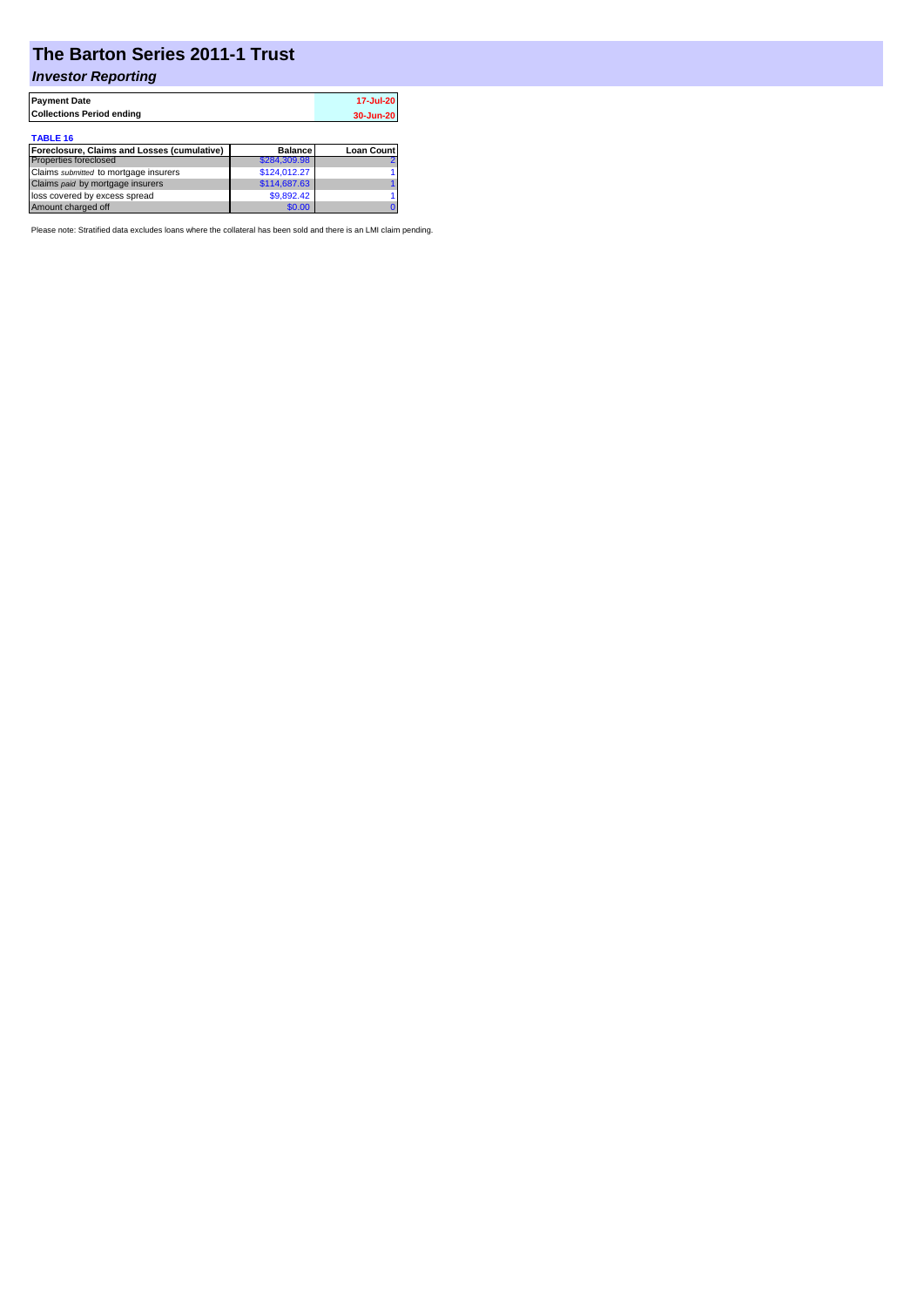# The Barton Series 2011-1 Trust

## *Investor Reporting*

| | |
|---|---|
| **Payment Date** | 17-Jul-20 |
| **Collections Period ending** | 30-Jun-20 |

**TABLE 16**

| Foreclosure, Claims and Losses (cumulative) | Balance | Loan Count |
|---|---|---|
| Properties foreclosed | $284,309.98 | 2 |
| Claims *submitted* to mortgage insurers | $124,012.27 | 1 |
| Claims *paid* by mortgage insurers | $114,687.63 | 1 |
| loss covered by excess spread | $9,892.42 | 1 |
| Amount charged off | $0.00 | 0 |

Please note: Stratified data excludes loans where the collateral has been sold and there is an LMI claim pending.